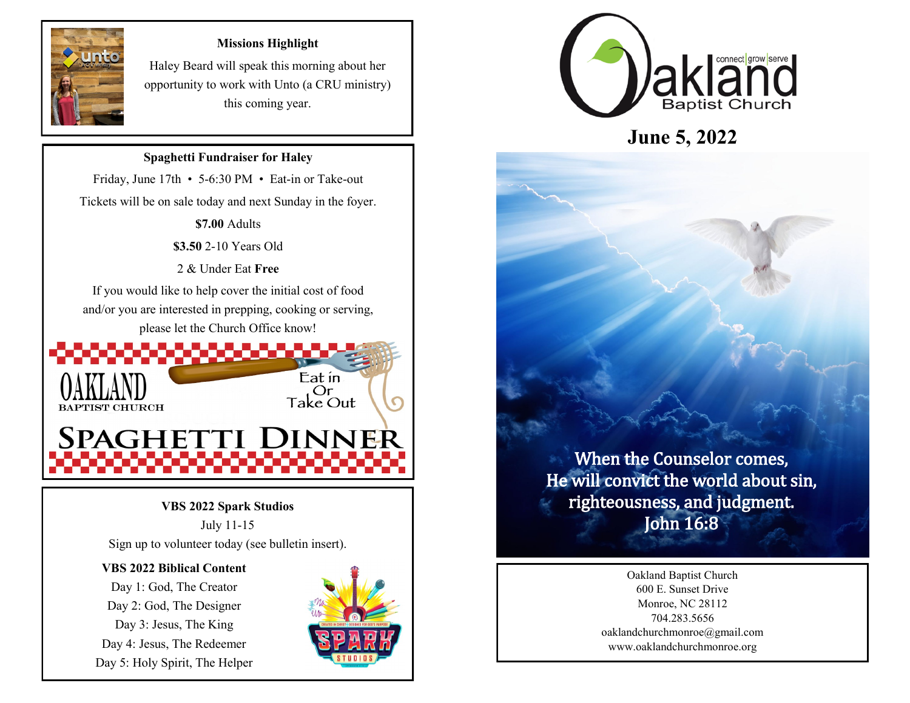### Missions Highlight

Haley Beard will speak this morning about her opportunity to work with Unto (a CRU ministry) this coming year.

### Spaghetti Fundraiser for Haley

Friday, June 17th • 5-6:30 PM • Eat-in or Take-out

Tickets will be on sale today and next Sunday in the foyer.

**$7.00** Adults

**$3.50** 2-10 Years Old

2 & Under Eat **Free**

If you would like to help cover the initial cost of food and/or you are interested in prepping, cooking or serving, please let the Church Office know!

OAKLAND BAPTIST CHURCH

Eat in Or Take Out

SPAGHETTI DINNER

### VBS 2022 Spark Studios

July 11-15

Sign up to volunteer today (see bulletin insert).

**VBS 2022 Biblical Content**

Day 1: God, The Creator
Day 2: God, The Designer
Day 3: Jesus, The King
Day 4: Jesus, The Redeemer
Day 5: Holy Spirit, The Helper

# Oakland Baptist Church

connect | grow | serve

## June 5, 2022

When the Counselor comes,
He will convict the world about sin,
righteousness, and judgment.
John 16:8

Oakland Baptist Church
600 E. Sunset Drive
Monroe, NC 28112
704.283.5656
oaklandchurchmonroe@gmail.com
www.oaklandchurchmonroe.org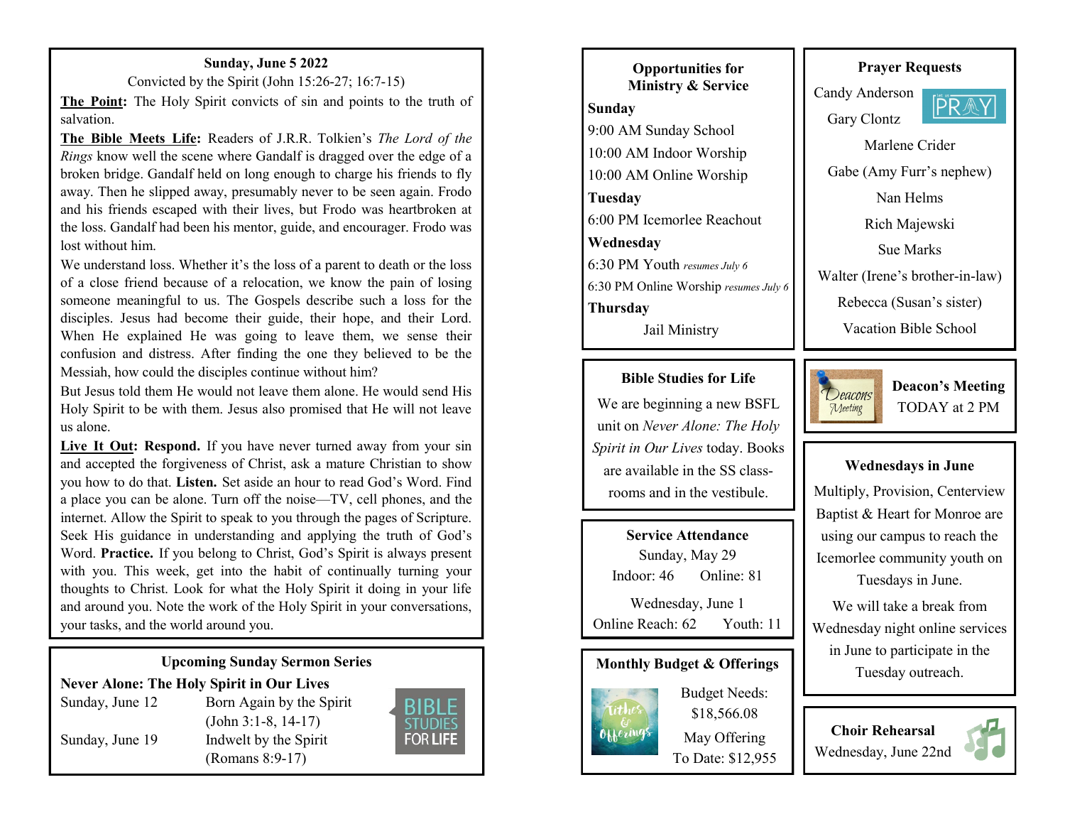**Sunday, June 5 2022**

Convicted by the Spirit (John 15:26-27; 16:7-15)

**The Point:** The Holy Spirit convicts of sin and points to the truth of salvation.

**The Bible Meets Life:** Readers of J.R.R. Tolkien's *The Lord of the Rings* know well the scene where Gandalf is dragged over the edge of a broken bridge. Gandalf held on long enough to charge his friends to fly away. Then he slipped away, presumably never to be seen again. Frodo and his friends escaped with their lives, but Frodo was heartbroken at the loss. Gandalf had been his mentor, guide, and encourager. Frodo was lost without him.

We understand loss. Whether it's the loss of a parent to death or the loss of a close friend because of a relocation, we know the pain of losing someone meaningful to us. The Gospels describe such a loss for the disciples. Jesus had become their guide, their hope, and their Lord. When He explained He was going to leave them, we sense their confusion and distress. After finding the one they believed to be the Messiah, how could the disciples continue without him?

But Jesus told them He would not leave them alone. He would send His Holy Spirit to be with them. Jesus also promised that He will not leave us alone.

**Live It Out: Respond.** If you have never turned away from your sin and accepted the forgiveness of Christ, ask a mature Christian to show you how to do that. **Listen.** Set aside an hour to read God's Word. Find a place you can be alone. Turn off the noise—TV, cell phones, and the internet. Allow the Spirit to speak to you through the pages of Scripture. Seek His guidance in understanding and applying the truth of God's Word. **Practice.** If you belong to Christ, God's Spirit is always present with you. This week, get into the habit of continually turning your thoughts to Christ. Look for what the Holy Spirit it doing in your life and around you. Note the work of the Holy Spirit in your conversations, your tasks, and the world around you.

**Upcoming Sunday Sermon Series**

**Never Alone: The Holy Spirit in Our Lives**

| | |
|---|---|
| Sunday, June 12 | Born Again by the Spirit (John 3:1-8, 14-17) |
| Sunday, June 19 | Indwelt by the Spirit (Romans 8:9-17) |

BIBLE STUDIES FOR LIFE

**Opportunities for Ministry & Service**

**Sunday**
9:00 AM Sunday School
10:00 AM Indoor Worship
10:00 AM Online Worship

**Tuesday**
6:00 PM Icemorlee Reachout

**Wednesday**
6:30 PM Youth *resumes July 6*
6:30 PM Online Worship *resumes July 6*

**Thursday**
Jail Ministry

**Bible Studies for Life**

We are beginning a new BSFL unit on *Never Alone: The Holy Spirit in Our Lives* today. Books are available in the SS classrooms and in the vestibule.

**Service Attendance**

Sunday, May 29
Indoor: 46 Online: 81

Wednesday, June 1
Online Reach: 62 Youth: 11

**Monthly Budget & Offerings**

Budget Needs: $18,566.08

May Offering To Date: $12,955

**Prayer Requests**

Candy Anderson
Gary Clontz
Marlene Crider
Gabe (Amy Furr's nephew)
Nan Helms
Rich Majewski
Sue Marks
Walter (Irene's brother-in-law)
Rebecca (Susan's sister)
Vacation Bible School

**Deacon's Meeting**
TODAY at 2 PM

**Wednesdays in June**

Multiply, Provision, Centerview Baptist & Heart for Monroe are using our campus to reach the Icemorlee community youth on Tuesdays in June.

We will take a break from Wednesday night online services in June to participate in the Tuesday outreach.

**Choir Rehearsal**
Wednesday, June 22nd